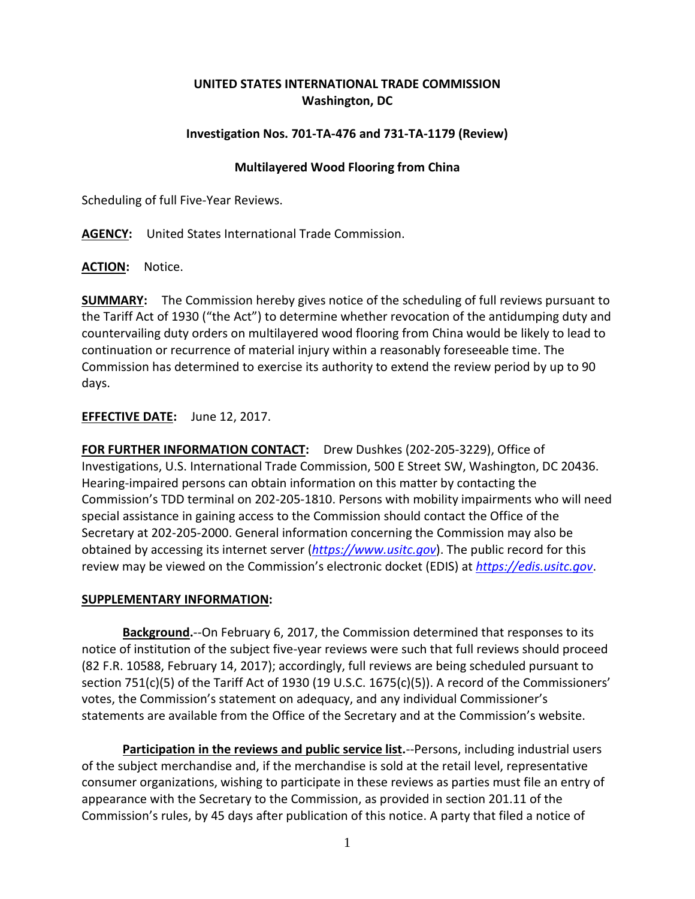**UNITED STATES INTERNATIONAL TRADE COMMISSION**
**Washington, DC**

**Investigation Nos. 701-TA-476 and 731-TA-1179 (Review)**

**Multilayered Wood Flooring from China**

Scheduling of full Five-Year Reviews.

**AGENCY:** United States International Trade Commission.

**ACTION:** Notice.

**SUMMARY:** The Commission hereby gives notice of the scheduling of full reviews pursuant to the Tariff Act of 1930 ("the Act") to determine whether revocation of the antidumping duty and countervailing duty orders on multilayered wood flooring from China would be likely to lead to continuation or recurrence of material injury within a reasonably foreseeable time. The Commission has determined to exercise its authority to extend the review period by up to 90 days.

**EFFECTIVE DATE:** June 12, 2017.

**FOR FURTHER INFORMATION CONTACT:** Drew Dushkes (202-205-3229), Office of Investigations, U.S. International Trade Commission, 500 E Street SW, Washington, DC 20436. Hearing-impaired persons can obtain information on this matter by contacting the Commission's TDD terminal on 202-205-1810. Persons with mobility impairments who will need special assistance in gaining access to the Commission should contact the Office of the Secretary at 202-205-2000. General information concerning the Commission may also be obtained by accessing its internet server (*https://www.usitc.gov*). The public record for this review may be viewed on the Commission's electronic docket (EDIS) at *https://edis.usitc.gov*.

**SUPPLEMENTARY INFORMATION:**

**Background.**--On February 6, 2017, the Commission determined that responses to its notice of institution of the subject five-year reviews were such that full reviews should proceed (82 F.R. 10588, February 14, 2017); accordingly, full reviews are being scheduled pursuant to section 751(c)(5) of the Tariff Act of 1930 (19 U.S.C. 1675(c)(5)). A record of the Commissioners' votes, the Commission's statement on adequacy, and any individual Commissioner's statements are available from the Office of the Secretary and at the Commission's website.

**Participation in the reviews and public service list.**--Persons, including industrial users of the subject merchandise and, if the merchandise is sold at the retail level, representative consumer organizations, wishing to participate in these reviews as parties must file an entry of appearance with the Secretary to the Commission, as provided in section 201.11 of the Commission's rules, by 45 days after publication of this notice. A party that filed a notice of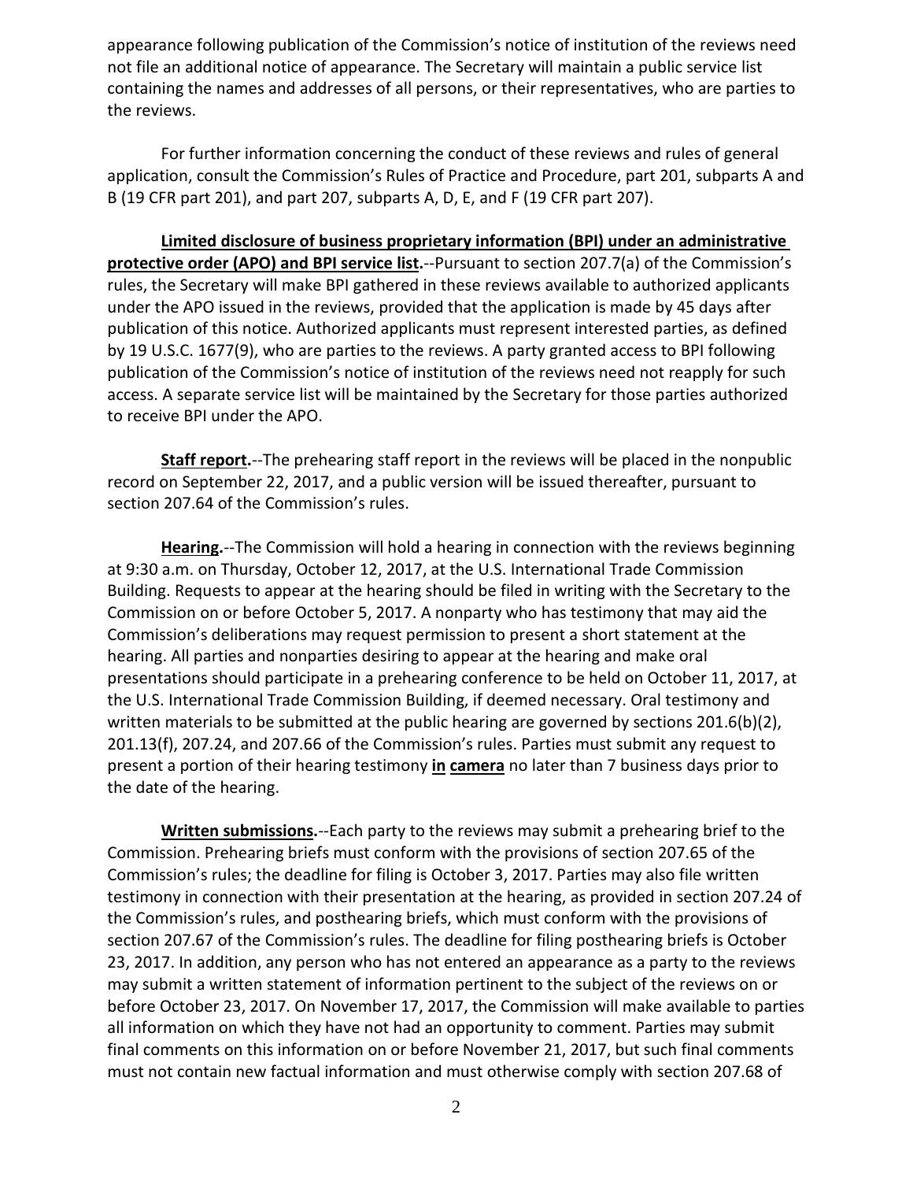appearance following publication of the Commission's notice of institution of the reviews need not file an additional notice of appearance. The Secretary will maintain a public service list containing the names and addresses of all persons, or their representatives, who are parties to the reviews.

For further information concerning the conduct of these reviews and rules of general application, consult the Commission's Rules of Practice and Procedure, part 201, subparts A and B (19 CFR part 201), and part 207, subparts A, D, E, and F (19 CFR part 207).

**Limited disclosure of business proprietary information (BPI) under an administrative protective order (APO) and BPI service list.**--Pursuant to section 207.7(a) of the Commission's rules, the Secretary will make BPI gathered in these reviews available to authorized applicants under the APO issued in the reviews, provided that the application is made by 45 days after publication of this notice. Authorized applicants must represent interested parties, as defined by 19 U.S.C. 1677(9), who are parties to the reviews. A party granted access to BPI following publication of the Commission's notice of institution of the reviews need not reapply for such access. A separate service list will be maintained by the Secretary for those parties authorized to receive BPI under the APO.

**Staff report.**--The prehearing staff report in the reviews will be placed in the nonpublic record on September 22, 2017, and a public version will be issued thereafter, pursuant to section 207.64 of the Commission's rules.

**Hearing.**--The Commission will hold a hearing in connection with the reviews beginning at 9:30 a.m. on Thursday, October 12, 2017, at the U.S. International Trade Commission Building. Requests to appear at the hearing should be filed in writing with the Secretary to the Commission on or before October 5, 2017. A nonparty who has testimony that may aid the Commission's deliberations may request permission to present a short statement at the hearing. All parties and nonparties desiring to appear at the hearing and make oral presentations should participate in a prehearing conference to be held on October 11, 2017, at the U.S. International Trade Commission Building, if deemed necessary. Oral testimony and written materials to be submitted at the public hearing are governed by sections 201.6(b)(2), 201.13(f), 207.24, and 207.66 of the Commission's rules. Parties must submit any request to present a portion of their hearing testimony **in camera** no later than 7 business days prior to the date of the hearing.

**Written submissions.**--Each party to the reviews may submit a prehearing brief to the Commission. Prehearing briefs must conform with the provisions of section 207.65 of the Commission's rules; the deadline for filing is October 3, 2017. Parties may also file written testimony in connection with their presentation at the hearing, as provided in section 207.24 of the Commission's rules, and posthearing briefs, which must conform with the provisions of section 207.67 of the Commission's rules. The deadline for filing posthearing briefs is October 23, 2017. In addition, any person who has not entered an appearance as a party to the reviews may submit a written statement of information pertinent to the subject of the reviews on or before October 23, 2017. On November 17, 2017, the Commission will make available to parties all information on which they have not had an opportunity to comment. Parties may submit final comments on this information on or before November 21, 2017, but such final comments must not contain new factual information and must otherwise comply with section 207.68 of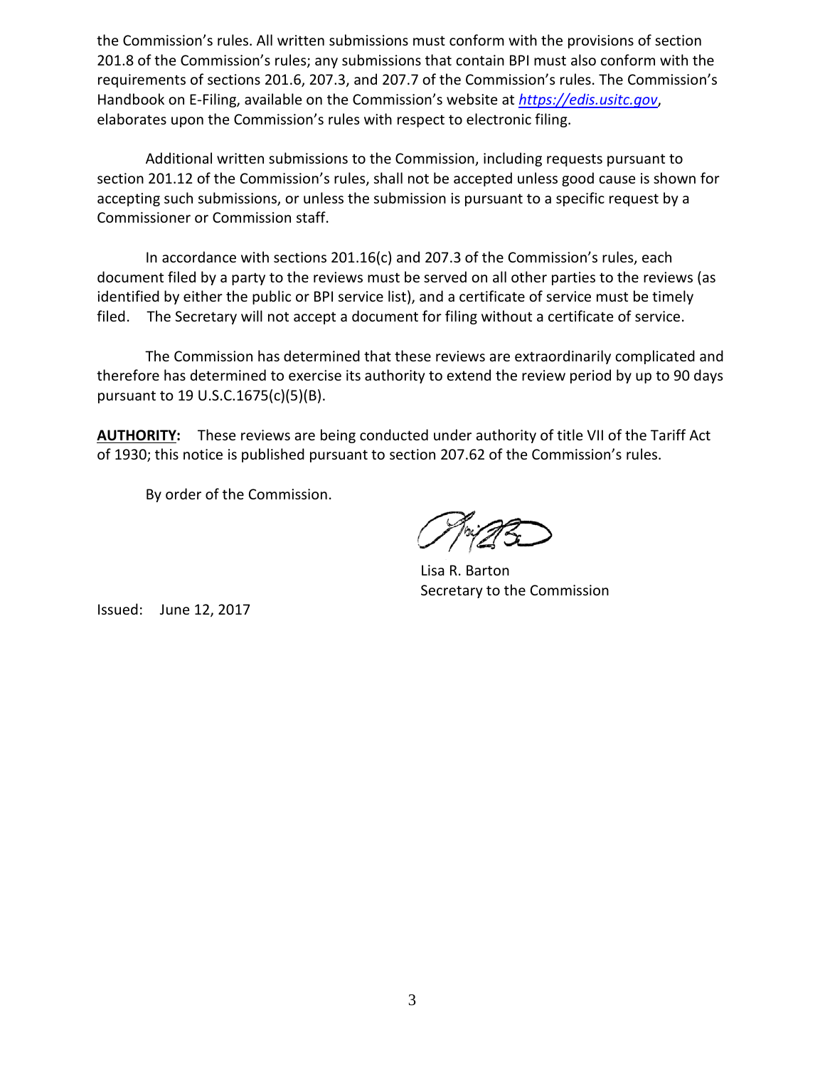the Commission's rules. All written submissions must conform with the provisions of section 201.8 of the Commission's rules; any submissions that contain BPI must also conform with the requirements of sections 201.6, 207.3, and 207.7 of the Commission's rules. The Commission's Handbook on E-Filing, available on the Commission's website at *https://edis.usitc.gov*, elaborates upon the Commission's rules with respect to electronic filing.

Additional written submissions to the Commission, including requests pursuant to section 201.12 of the Commission's rules, shall not be accepted unless good cause is shown for accepting such submissions, or unless the submission is pursuant to a specific request by a Commissioner or Commission staff.

In accordance with sections 201.16(c) and 207.3 of the Commission's rules, each document filed by a party to the reviews must be served on all other parties to the reviews (as identified by either the public or BPI service list), and a certificate of service must be timely filed. The Secretary will not accept a document for filing without a certificate of service.

The Commission has determined that these reviews are extraordinarily complicated and therefore has determined to exercise its authority to extend the review period by up to 90 days pursuant to 19 U.S.C.1675(c)(5)(B).

**AUTHORITY:** These reviews are being conducted under authority of title VII of the Tariff Act of 1930; this notice is published pursuant to section 207.62 of the Commission's rules.

By order of the Commission.

Lisa R. Barton
Secretary to the Commission

Issued: June 12, 2017